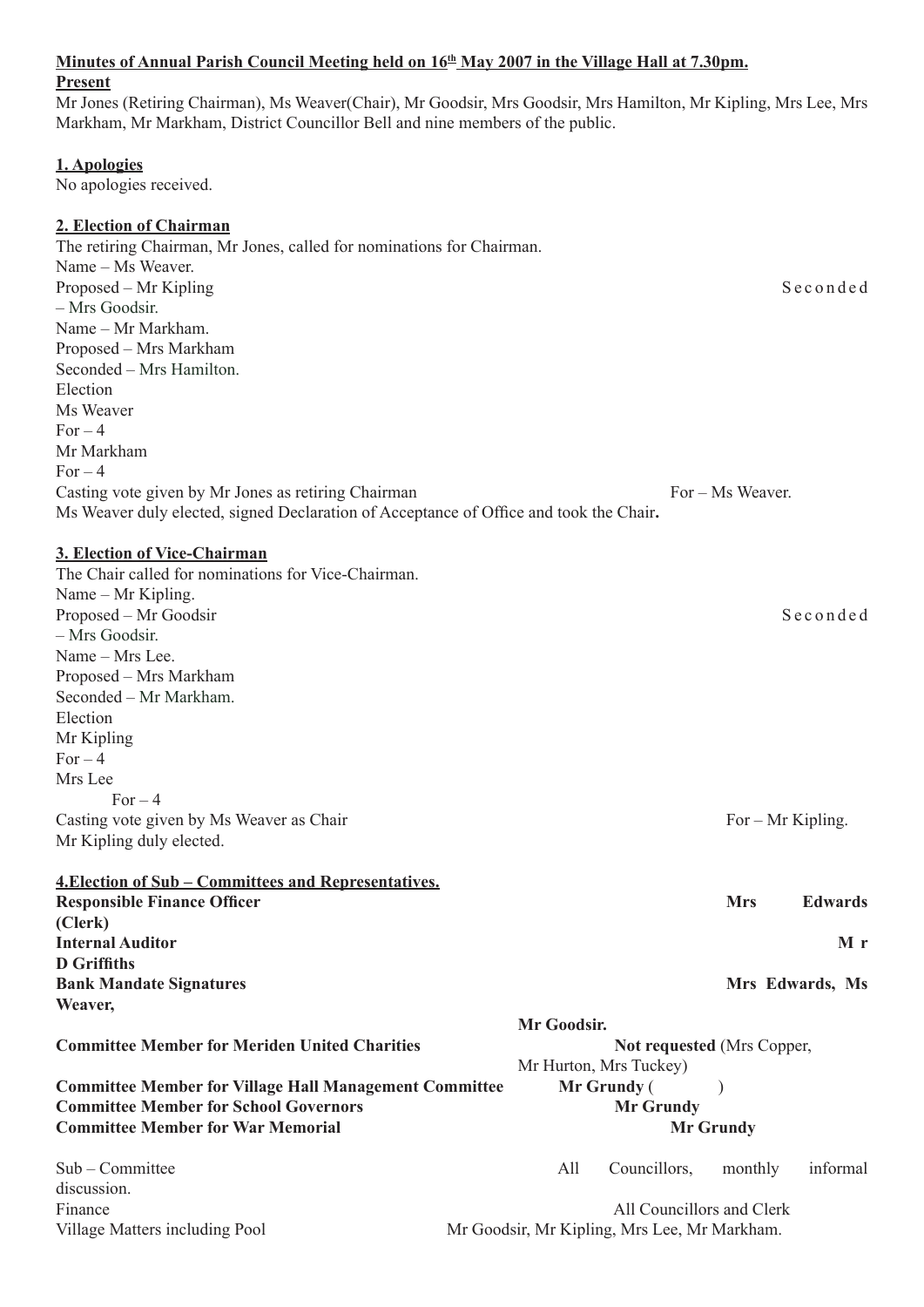**Minutes of Annual Parish Council Meeting held on 16th May 2007 in the Village Hall at 7.30pm.**

**Present**

Mr Jones (Retiring Chairman), Ms Weaver(Chair), Mr Goodsir, Mrs Goodsir, Mrs Hamilton, Mr Kipling, Mrs Lee, Mrs Markham, Mr Markham, District Councillor Bell and nine members of the public.

**1. Apologies**

No apologies received.

**2. Election of Chairman**

The retiring Chairman, Mr Jones, called for nominations for Chairman.
Name – Ms Weaver.
Proposed – Mr Kipling Seconded – Mrs Goodsir.
Name – Mr Markham.
Proposed – Mrs Markham
Seconded – Mrs Hamilton.
Election
Ms Weaver
For – 4
Mr Markham
For – 4
Casting vote given by Mr Jones as retiring Chairman For – Ms Weaver.
Ms Weaver duly elected, signed Declaration of Acceptance of Office and took the Chair**.**

**3. Election of Vice-Chairman**

The Chair called for nominations for Vice-Chairman.
Name – Mr Kipling.
Proposed – Mr Goodsir Seconded – Mrs Goodsir.
Name – Mrs Lee.
Proposed – Mrs Markham
Seconded – Mr Markham.
Election
Mr Kipling
For – 4
Mrs Lee
For – 4
Casting vote given by Ms Weaver as Chair For – Mr Kipling.
Mr Kipling duly elected.

**4.Election of Sub – Committees and Representatives.**

**Responsible Finance Officer** **Mrs Edwards (Clerk)**
**Internal Auditor** **Mr D Griffiths**
**Bank Mandate Signatures** **Mrs Edwards, Ms Weaver, Mr Goodsir.**
**Committee Member for Meriden United Charities** **Not requested** (Mrs Copper, Mr Hurton, Mrs Tuckey)
**Committee Member for Village Hall Management Committee** **Mr Grundy** ( )
**Committee Member for School Governors** **Mr Grundy**
**Committee Member for War Memorial** **Mr Grundy**

Sub – Committee All Councillors, monthly informal discussion.
Finance All Councillors and Clerk
Village Matters including Pool Mr Goodsir, Mr Kipling, Mrs Lee, Mr Markham.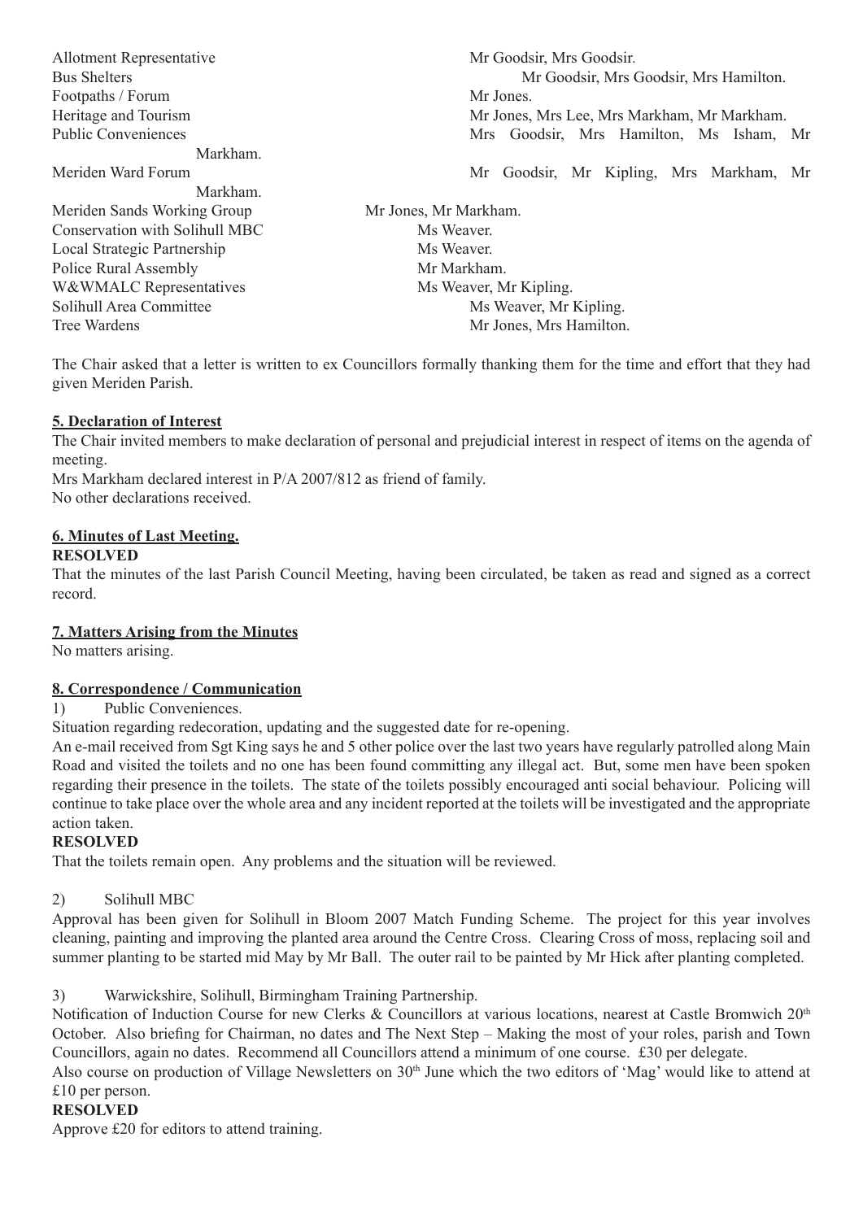| | |
|---|---|
| Allotment Representative | Mr Goodsir, Mrs Goodsir. |
| Bus Shelters | Mr Goodsir, Mrs Goodsir, Mrs Hamilton. |
| Footpaths / Forum | Mr Jones. |
| Heritage and Tourism | Mr Jones, Mrs Lee, Mrs Markham, Mr Markham. |
| Public Conveniences | Mrs Goodsir, Mrs Hamilton, Ms Isham, Mr Markham. |
| Meriden Ward Forum | Mr Goodsir, Mr Kipling, Mrs Markham, Mr Markham. |
| Meriden Sands Working Group | Mr Jones, Mr Markham. |
| Conservation with Solihull MBC | Ms Weaver. |
| Local Strategic Partnership | Ms Weaver. |
| Police Rural Assembly | Mr Markham. |
| W&WMALC Representatives | Ms Weaver, Mr Kipling. |
| Solihull Area Committee | Ms Weaver, Mr Kipling. |
| Tree Wardens | Mr Jones, Mrs Hamilton. |

The Chair asked that a letter is written to ex Councillors formally thanking them for the time and effort that they had given Meriden Parish.

**5. Declaration of Interest**

The Chair invited members to make declaration of personal and prejudicial interest in respect of items on the agenda of meeting.

Mrs Markham declared interest in P/A 2007/812 as friend of family.

No other declarations received.

**6. Minutes of Last Meeting.**

**RESOLVED**

That the minutes of the last Parish Council Meeting, having been circulated, be taken as read and signed as a correct record.

**7. Matters Arising from the Minutes**

No matters arising.

**8. Correspondence / Communication**

1) Public Conveniences.

Situation regarding redecoration, updating and the suggested date for re-opening.

An e-mail received from Sgt King says he and 5 other police over the last two years have regularly patrolled along Main Road and visited the toilets and no one has been found committing any illegal act. But, some men have been spoken regarding their presence in the toilets. The state of the toilets possibly encouraged anti social behaviour. Policing will continue to take place over the whole area and any incident reported at the toilets will be investigated and the appropriate action taken.

**RESOLVED**

That the toilets remain open. Any problems and the situation will be reviewed.

2) Solihull MBC

Approval has been given for Solihull in Bloom 2007 Match Funding Scheme. The project for this year involves cleaning, painting and improving the planted area around the Centre Cross. Clearing Cross of moss, replacing soil and summer planting to be started mid May by Mr Ball. The outer rail to be painted by Mr Hick after planting completed.

3) Warwickshire, Solihull, Birmingham Training Partnership.

Notification of Induction Course for new Clerks & Councillors at various locations, nearest at Castle Bromwich 20th October. Also briefing for Chairman, no dates and The Next Step – Making the most of your roles, parish and Town Councillors, again no dates. Recommend all Councillors attend a minimum of one course. £30 per delegate.

Also course on production of Village Newsletters on 30th June which the two editors of 'Mag' would like to attend at £10 per person.

**RESOLVED**

Approve £20 for editors to attend training.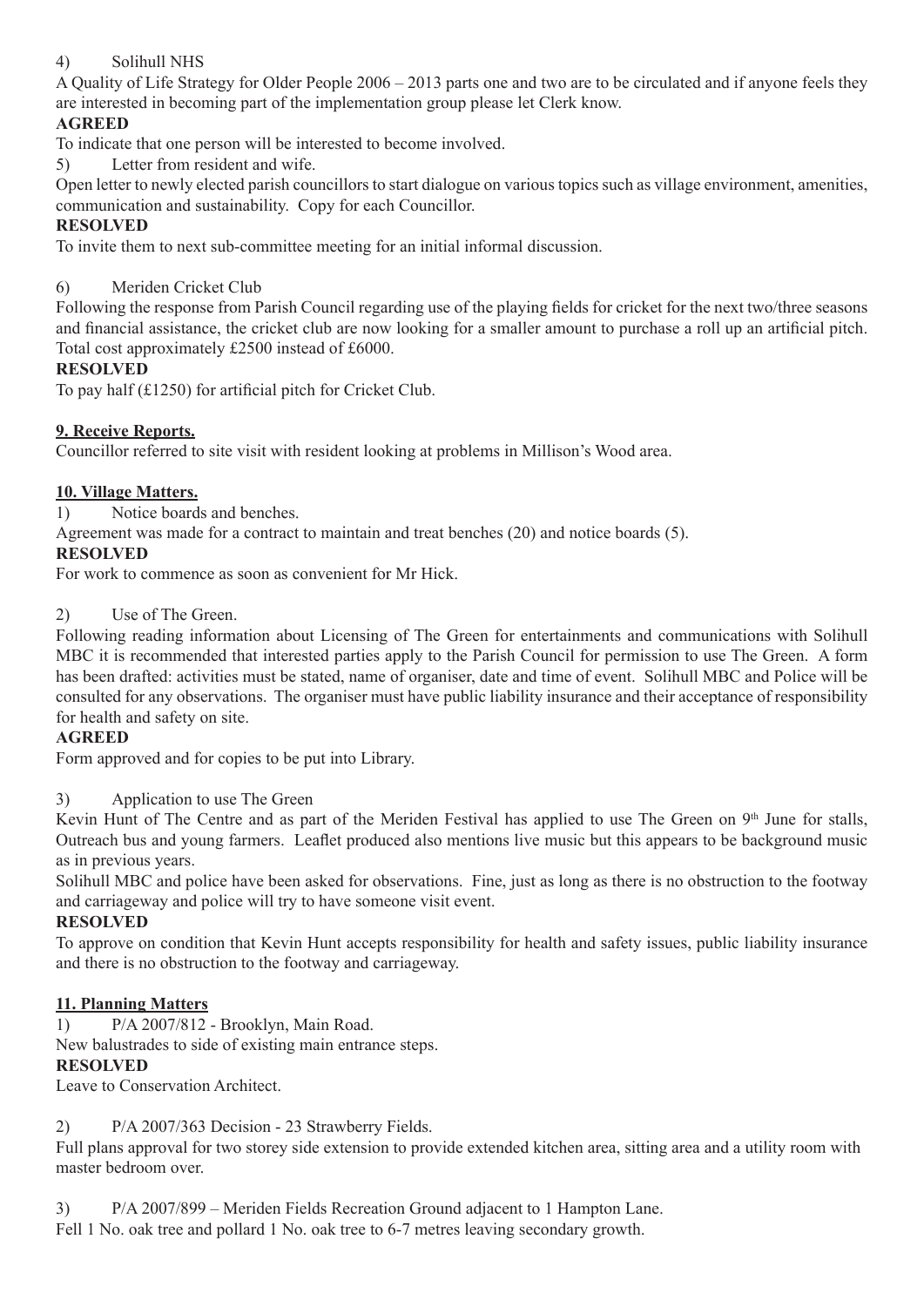4) Solihull NHS

A Quality of Life Strategy for Older People 2006 – 2013 parts one and two are to be circulated and if anyone feels they are interested in becoming part of the implementation group please let Clerk know.

**AGREED**

To indicate that one person will be interested to become involved.

5) Letter from resident and wife.

Open letter to newly elected parish councillors to start dialogue on various topics such as village environment, amenities, communication and sustainability. Copy for each Councillor.

**RESOLVED**

To invite them to next sub-committee meeting for an initial informal discussion.

6) Meriden Cricket Club

Following the response from Parish Council regarding use of the playing fields for cricket for the next two/three seasons and financial assistance, the cricket club are now looking for a smaller amount to purchase a roll up an artificial pitch. Total cost approximately £2500 instead of £6000.

**RESOLVED**

To pay half (£1250) for artificial pitch for Cricket Club.

**9. Receive Reports.**

Councillor referred to site visit with resident looking at problems in Millison's Wood area.

**10. Village Matters.**

1) Notice boards and benches.

Agreement was made for a contract to maintain and treat benches (20) and notice boards (5).

**RESOLVED**

For work to commence as soon as convenient for Mr Hick.

2) Use of The Green.

Following reading information about Licensing of The Green for entertainments and communications with Solihull MBC it is recommended that interested parties apply to the Parish Council for permission to use The Green. A form has been drafted: activities must be stated, name of organiser, date and time of event. Solihull MBC and Police will be consulted for any observations. The organiser must have public liability insurance and their acceptance of responsibility for health and safety on site.

**AGREED**

Form approved and for copies to be put into Library.

3) Application to use The Green

Kevin Hunt of The Centre and as part of the Meriden Festival has applied to use The Green on 9th June for stalls, Outreach bus and young farmers. Leaflet produced also mentions live music but this appears to be background music as in previous years.

Solihull MBC and police have been asked for observations. Fine, just as long as there is no obstruction to the footway and carriageway and police will try to have someone visit event.

**RESOLVED**

To approve on condition that Kevin Hunt accepts responsibility for health and safety issues, public liability insurance and there is no obstruction to the footway and carriageway.

**11. Planning Matters**

1) P/A 2007/812 - Brooklyn, Main Road.

New balustrades to side of existing main entrance steps.

**RESOLVED**

Leave to Conservation Architect.

2) P/A 2007/363 Decision - 23 Strawberry Fields.

Full plans approval for two storey side extension to provide extended kitchen area, sitting area and a utility room with master bedroom over.

3) P/A 2007/899 – Meriden Fields Recreation Ground adjacent to 1 Hampton Lane.

Fell 1 No. oak tree and pollard 1 No. oak tree to 6-7 metres leaving secondary growth.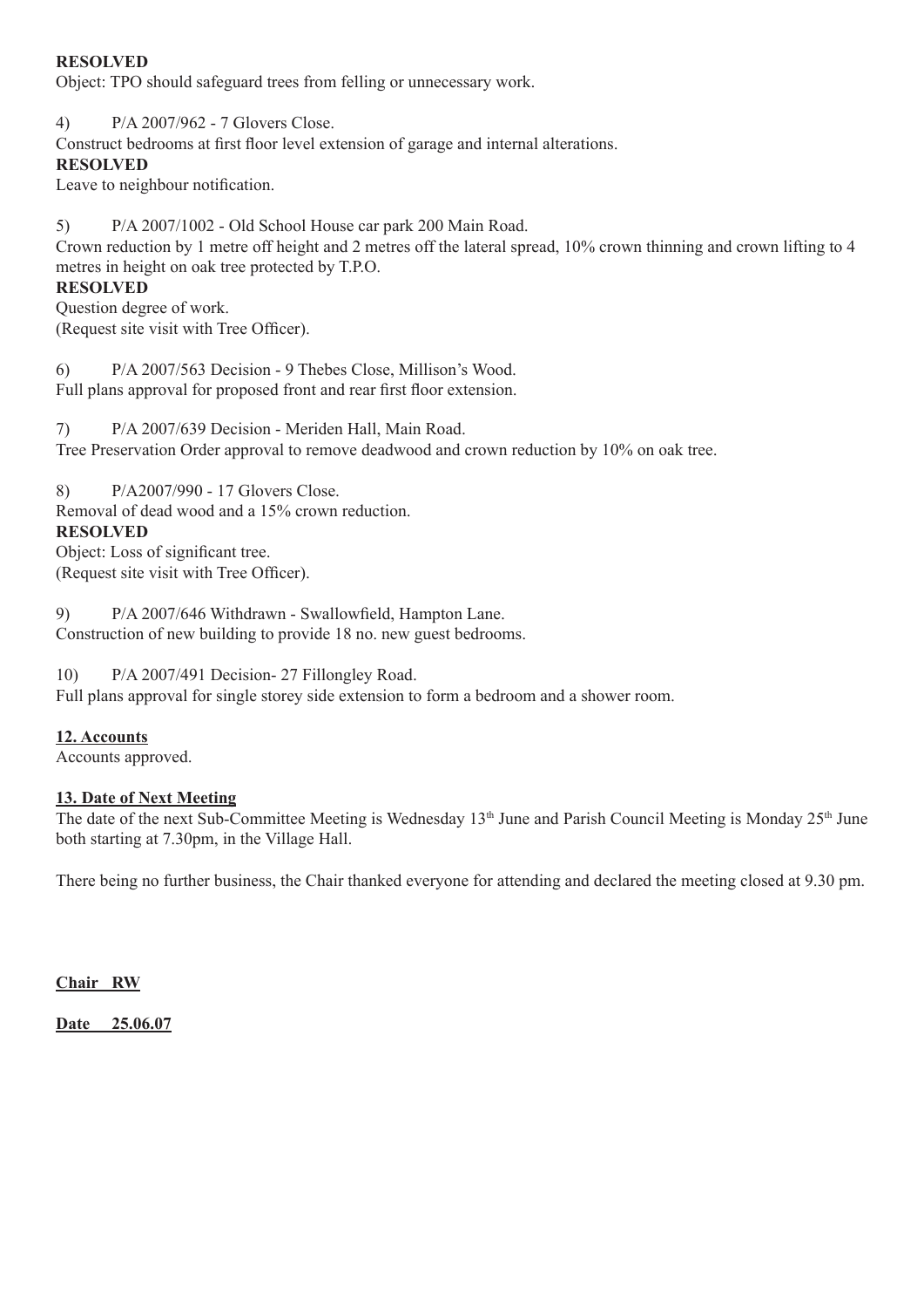**RESOLVED**
Object: TPO should safeguard trees from felling or unnecessary work.

4) P/A 2007/962 - 7 Glovers Close.
Construct bedrooms at first floor level extension of garage and internal alterations.
**RESOLVED**
Leave to neighbour notification.

5) P/A 2007/1002 - Old School House car park 200 Main Road.
Crown reduction by 1 metre off height and 2 metres off the lateral spread, 10% crown thinning and crown lifting to 4 metres in height on oak tree protected by T.P.O.
**RESOLVED**
Question degree of work.
(Request site visit with Tree Officer).

6) P/A 2007/563 Decision - 9 Thebes Close, Millison's Wood.
Full plans approval for proposed front and rear first floor extension.

7) P/A 2007/639 Decision - Meriden Hall, Main Road.
Tree Preservation Order approval to remove deadwood and crown reduction by 10% on oak tree.

8) P/A2007/990 - 17 Glovers Close.
Removal of dead wood and a 15% crown reduction.
**RESOLVED**
Object: Loss of significant tree.
(Request site visit with Tree Officer).

9) P/A 2007/646 Withdrawn - Swallowfield, Hampton Lane.
Construction of new building to provide 18 no. new guest bedrooms.

10) P/A 2007/491 Decision- 27 Fillongley Road.
Full plans approval for single storey side extension to form a bedroom and a shower room.

**12. Accounts**
Accounts approved.

**13. Date of Next Meeting**
The date of the next Sub-Committee Meeting is Wednesday 13th June and Parish Council Meeting is Monday 25th June both starting at 7.30pm, in the Village Hall.

There being no further business, the Chair thanked everyone for attending and declared the meeting closed at 9.30 pm.

**Chair RW**

**Date 25.06.07**